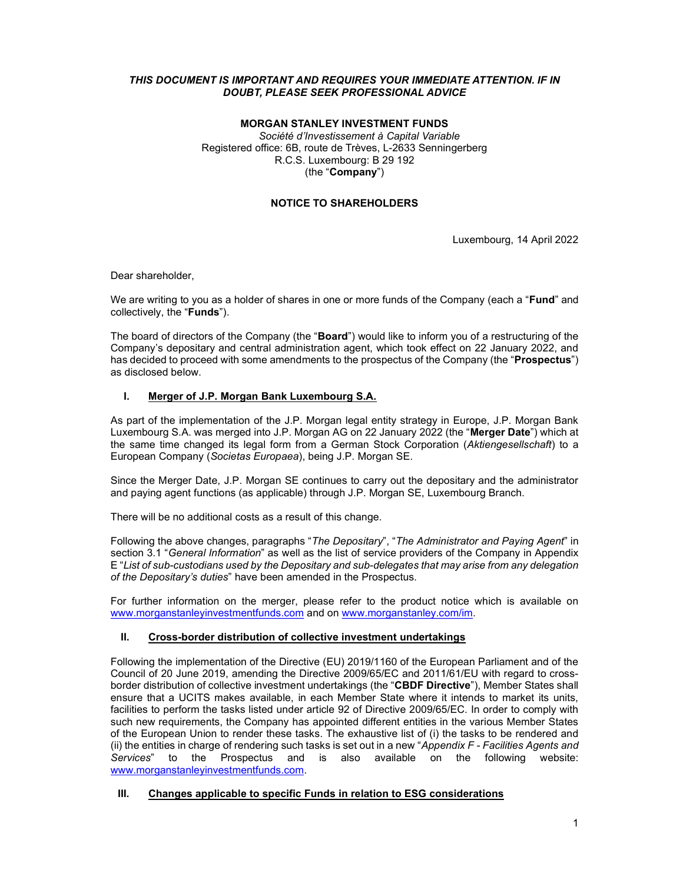***THIS DOCUMENT IS IMPORTANT AND REQUIRES YOUR IMMEDIATE ATTENTION. IF IN DOUBT, PLEASE SEEK PROFESSIONAL ADVICE***

**MORGAN STANLEY INVESTMENT FUNDS**

*Société d'Investissement à Capital Variable*
Registered office: 6B, route de Trèves, L-2633 Senningerberg
R.C.S. Luxembourg: B 29 192
(the "**Company**")

**NOTICE TO SHAREHOLDERS**

Luxembourg, 14 April 2022

Dear shareholder,

We are writing to you as a holder of shares in one or more funds of the Company (each a "**Fund**" and collectively, the "**Funds**").

The board of directors of the Company (the "**Board**") would like to inform you of a restructuring of the Company's depositary and central administration agent, which took effect on 22 January 2022, and has decided to proceed with some amendments to the prospectus of the Company (the "**Prospectus**") as disclosed below.

## I. Merger of J.P. Morgan Bank Luxembourg S.A.

As part of the implementation of the J.P. Morgan legal entity strategy in Europe, J.P. Morgan Bank Luxembourg S.A. was merged into J.P. Morgan AG on 22 January 2022 (the "**Merger Date**") which at the same time changed its legal form from a German Stock Corporation (*Aktiengesellschaft*) to a European Company (*Societas Europaea*), being J.P. Morgan SE.

Since the Merger Date, J.P. Morgan SE continues to carry out the depositary and the administrator and paying agent functions (as applicable) through J.P. Morgan SE, Luxembourg Branch.

There will be no additional costs as a result of this change.

Following the above changes, paragraphs "*The Depositary*", "*The Administrator and Paying Agent*" in section 3.1 "*General Information*" as well as the list of service providers of the Company in Appendix E "*List of sub-custodians used by the Depositary and sub-delegates that may arise from any delegation of the Depositary's duties*" have been amended in the Prospectus.

For further information on the merger, please refer to the product notice which is available on www.morganstanleyinvestmentfunds.com and on www.morganstanley.com/im.

## II. Cross-border distribution of collective investment undertakings

Following the implementation of the Directive (EU) 2019/1160 of the European Parliament and of the Council of 20 June 2019, amending the Directive 2009/65/EC and 2011/61/EU with regard to cross-border distribution of collective investment undertakings (the "**CBDF Directive**"), Member States shall ensure that a UCITS makes available, in each Member State where it intends to market its units, facilities to perform the tasks listed under article 92 of Directive 2009/65/EC. In order to comply with such new requirements, the Company has appointed different entities in the various Member States of the European Union to render these tasks. The exhaustive list of (i) the tasks to be rendered and (ii) the entities in charge of rendering such tasks is set out in a new "*Appendix F - Facilities Agents and Services*" to the Prospectus and is also available on the following website: www.morganstanleyinvestmentfunds.com.

## III. Changes applicable to specific Funds in relation to ESG considerations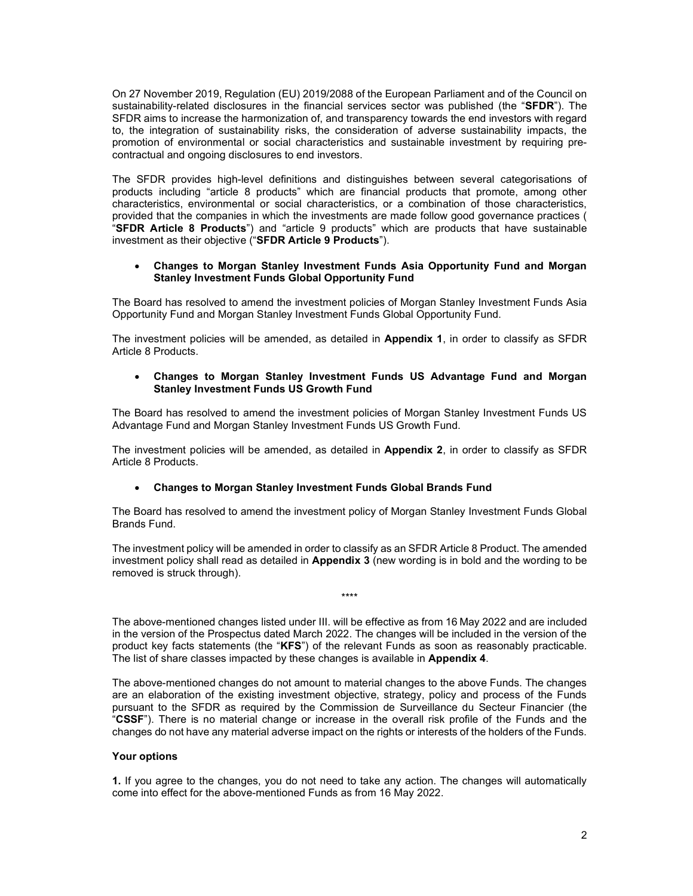On 27 November 2019, Regulation (EU) 2019/2088 of the European Parliament and of the Council on sustainability-related disclosures in the financial services sector was published (the "**SFDR**"). The SFDR aims to increase the harmonization of, and transparency towards the end investors with regard to, the integration of sustainability risks, the consideration of adverse sustainability impacts, the promotion of environmental or social characteristics and sustainable investment by requiring pre-contractual and ongoing disclosures to end investors.

The SFDR provides high-level definitions and distinguishes between several categorisations of products including "article 8 products" which are financial products that promote, among other characteristics, environmental or social characteristics, or a combination of those characteristics, provided that the companies in which the investments are made follow good governance practices ( "**SFDR Article 8 Products**") and "article 9 products" which are products that have sustainable investment as their objective ("**SFDR Article 9 Products**").

- **Changes to Morgan Stanley Investment Funds Asia Opportunity Fund and Morgan Stanley Investment Funds Global Opportunity Fund**

The Board has resolved to amend the investment policies of Morgan Stanley Investment Funds Asia Opportunity Fund and Morgan Stanley Investment Funds Global Opportunity Fund.

The investment policies will be amended, as detailed in **Appendix 1**, in order to classify as SFDR Article 8 Products.

- **Changes to Morgan Stanley Investment Funds US Advantage Fund and Morgan Stanley Investment Funds US Growth Fund**

The Board has resolved to amend the investment policies of Morgan Stanley Investment Funds US Advantage Fund and Morgan Stanley Investment Funds US Growth Fund.

The investment policies will be amended, as detailed in **Appendix 2**, in order to classify as SFDR Article 8 Products.

- **Changes to Morgan Stanley Investment Funds Global Brands Fund**

The Board has resolved to amend the investment policy of Morgan Stanley Investment Funds Global Brands Fund.

The investment policy will be amended in order to classify as an SFDR Article 8 Product. The amended investment policy shall read as detailed in **Appendix 3** (new wording is in bold and the wording to be removed is struck through).

\*\*\*\*

The above-mentioned changes listed under III. will be effective as from 16 May 2022 and are included in the version of the Prospectus dated March 2022. The changes will be included in the version of the product key facts statements (the "**KFS**") of the relevant Funds as soon as reasonably practicable. The list of share classes impacted by these changes is available in **Appendix 4**.

The above-mentioned changes do not amount to material changes to the above Funds. The changes are an elaboration of the existing investment objective, strategy, policy and process of the Funds pursuant to the SFDR as required by the Commission de Surveillance du Secteur Financier (the "**CSSF**"). There is no material change or increase in the overall risk profile of the Funds and the changes do not have any material adverse impact on the rights or interests of the holders of the Funds.

**Your options**

**1.** If you agree to the changes, you do not need to take any action. The changes will automatically come into effect for the above-mentioned Funds as from 16 May 2022.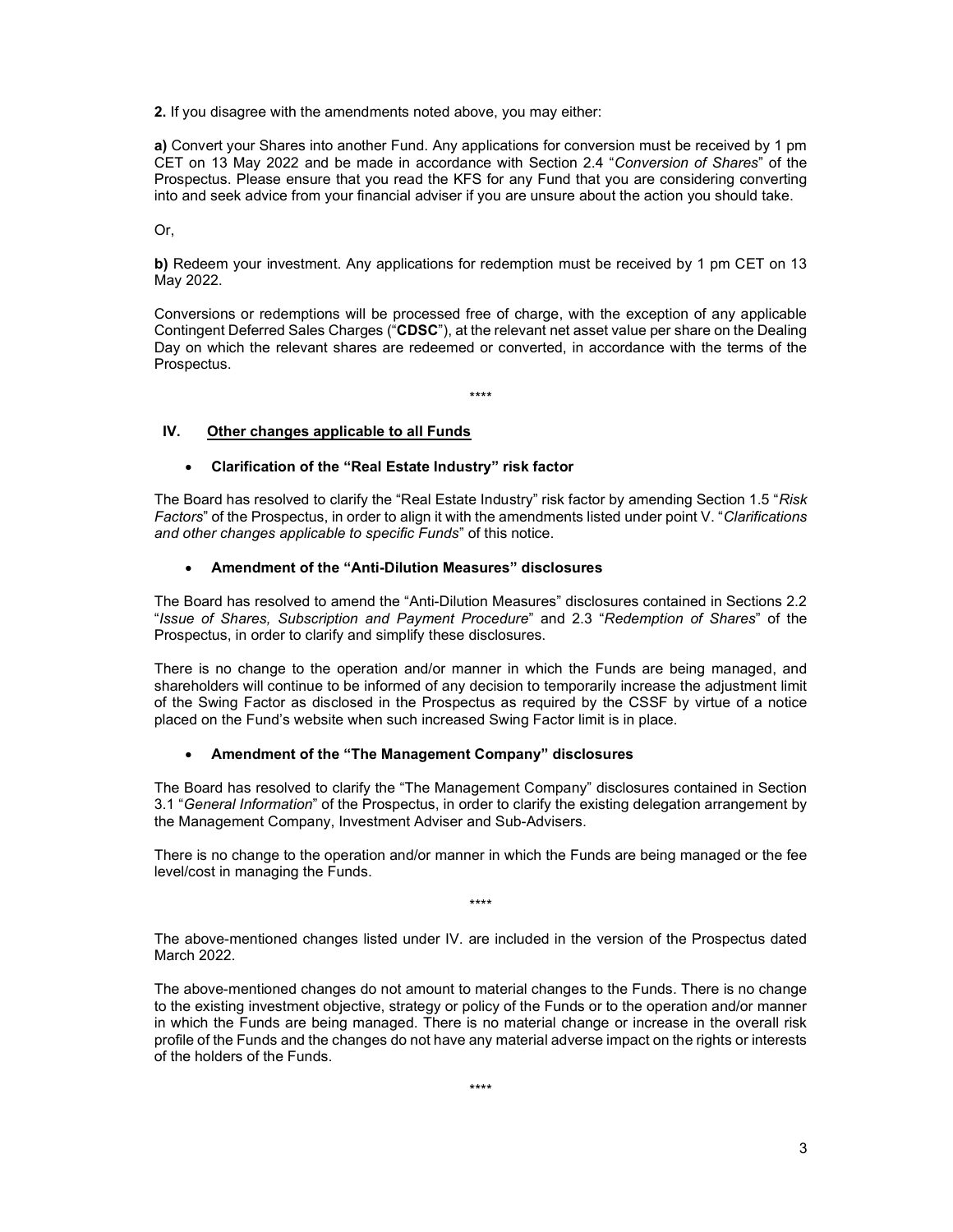**2.** If you disagree with the amendments noted above, you may either:

**a)** Convert your Shares into another Fund. Any applications for conversion must be received by 1 pm CET on 13 May 2022 and be made in accordance with Section 2.4 "*Conversion of Shares*" of the Prospectus. Please ensure that you read the KFS for any Fund that you are considering converting into and seek advice from your financial adviser if you are unsure about the action you should take.

Or,

**b)** Redeem your investment. Any applications for redemption must be received by 1 pm CET on 13 May 2022.

Conversions or redemptions will be processed free of charge, with the exception of any applicable Contingent Deferred Sales Charges ("**CDSC**"), at the relevant net asset value per share on the Dealing Day on which the relevant shares are redeemed or converted, in accordance with the terms of the Prospectus.

\*\*\*\*

## IV. Other changes applicable to all Funds

- **Clarification of the "Real Estate Industry" risk factor**

The Board has resolved to clarify the "Real Estate Industry" risk factor by amending Section 1.5 "*Risk Factors*" of the Prospectus, in order to align it with the amendments listed under point V. "*Clarifications and other changes applicable to specific Funds*" of this notice.

- **Amendment of the "Anti-Dilution Measures" disclosures**

The Board has resolved to amend the "Anti-Dilution Measures" disclosures contained in Sections 2.2 "*Issue of Shares, Subscription and Payment Procedure*" and 2.3 "*Redemption of Shares*" of the Prospectus, in order to clarify and simplify these disclosures.

There is no change to the operation and/or manner in which the Funds are being managed, and shareholders will continue to be informed of any decision to temporarily increase the adjustment limit of the Swing Factor as disclosed in the Prospectus as required by the CSSF by virtue of a notice placed on the Fund's website when such increased Swing Factor limit is in place.

- **Amendment of the "The Management Company" disclosures**

The Board has resolved to clarify the "The Management Company" disclosures contained in Section 3.1 "*General Information*" of the Prospectus, in order to clarify the existing delegation arrangement by the Management Company, Investment Adviser and Sub-Advisers.

There is no change to the operation and/or manner in which the Funds are being managed or the fee level/cost in managing the Funds.

\*\*\*\*

The above-mentioned changes listed under IV. are included in the version of the Prospectus dated March 2022.

The above-mentioned changes do not amount to material changes to the Funds. There is no change to the existing investment objective, strategy or policy of the Funds or to the operation and/or manner in which the Funds are being managed. There is no material change or increase in the overall risk profile of the Funds and the changes do not have any material adverse impact on the rights or interests of the holders of the Funds.

\*\*\*\*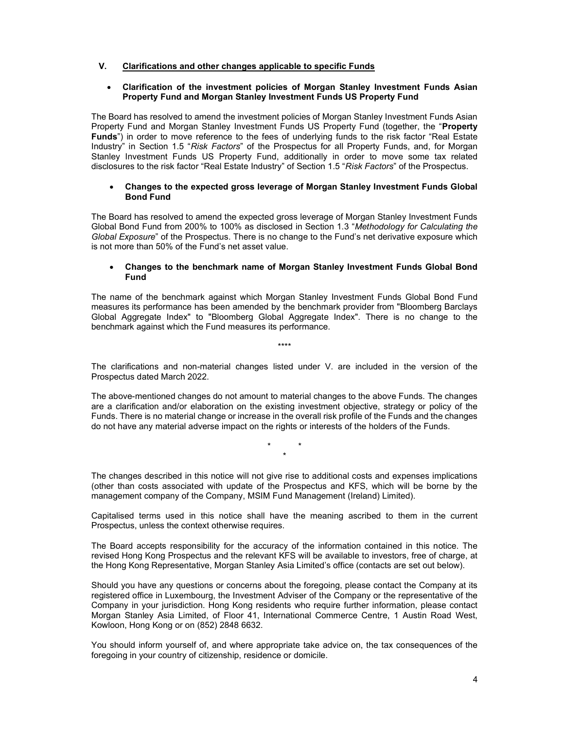## V. Clarifications and other changes applicable to specific Funds

- **Clarification of the investment policies of Morgan Stanley Investment Funds Asian Property Fund and Morgan Stanley Investment Funds US Property Fund**

The Board has resolved to amend the investment policies of Morgan Stanley Investment Funds Asian Property Fund and Morgan Stanley Investment Funds US Property Fund (together, the "**Property Funds**") in order to move reference to the fees of underlying funds to the risk factor "Real Estate Industry" in Section 1.5 "*Risk Factors*" of the Prospectus for all Property Funds, and, for Morgan Stanley Investment Funds US Property Fund, additionally in order to move some tax related disclosures to the risk factor "Real Estate Industry" of Section 1.5 "*Risk Factors*" of the Prospectus.

- **Changes to the expected gross leverage of Morgan Stanley Investment Funds Global Bond Fund**

The Board has resolved to amend the expected gross leverage of Morgan Stanley Investment Funds Global Bond Fund from 200% to 100% as disclosed in Section 1.3 "*Methodology for Calculating the Global Exposure*" of the Prospectus. There is no change to the Fund's net derivative exposure which is not more than 50% of the Fund's net asset value.

- **Changes to the benchmark name of Morgan Stanley Investment Funds Global Bond Fund**

The name of the benchmark against which Morgan Stanley Investment Funds Global Bond Fund measures its performance has been amended by the benchmark provider from "Bloomberg Barclays Global Aggregate Index" to "Bloomberg Global Aggregate Index". There is no change to the benchmark against which the Fund measures its performance.

****

The clarifications and non-material changes listed under V. are included in the version of the Prospectus dated March 2022.

The above-mentioned changes do not amount to material changes to the above Funds. The changes are a clarification and/or elaboration on the existing investment objective, strategy or policy of the Funds. There is no material change or increase in the overall risk profile of the Funds and the changes do not have any material adverse impact on the rights or interests of the holders of the Funds.

\* \* \*

The changes described in this notice will not give rise to additional costs and expenses implications (other than costs associated with update of the Prospectus and KFS, which will be borne by the management company of the Company, MSIM Fund Management (Ireland) Limited).

Capitalised terms used in this notice shall have the meaning ascribed to them in the current Prospectus, unless the context otherwise requires.

The Board accepts responsibility for the accuracy of the information contained in this notice. The revised Hong Kong Prospectus and the relevant KFS will be available to investors, free of charge, at the Hong Kong Representative, Morgan Stanley Asia Limited's office (contacts are set out below).

Should you have any questions or concerns about the foregoing, please contact the Company at its registered office in Luxembourg, the Investment Adviser of the Company or the representative of the Company in your jurisdiction. Hong Kong residents who require further information, please contact Morgan Stanley Asia Limited, of Floor 41, International Commerce Centre, 1 Austin Road West, Kowloon, Hong Kong or on (852) 2848 6632.

You should inform yourself of, and where appropriate take advice on, the tax consequences of the foregoing in your country of citizenship, residence or domicile.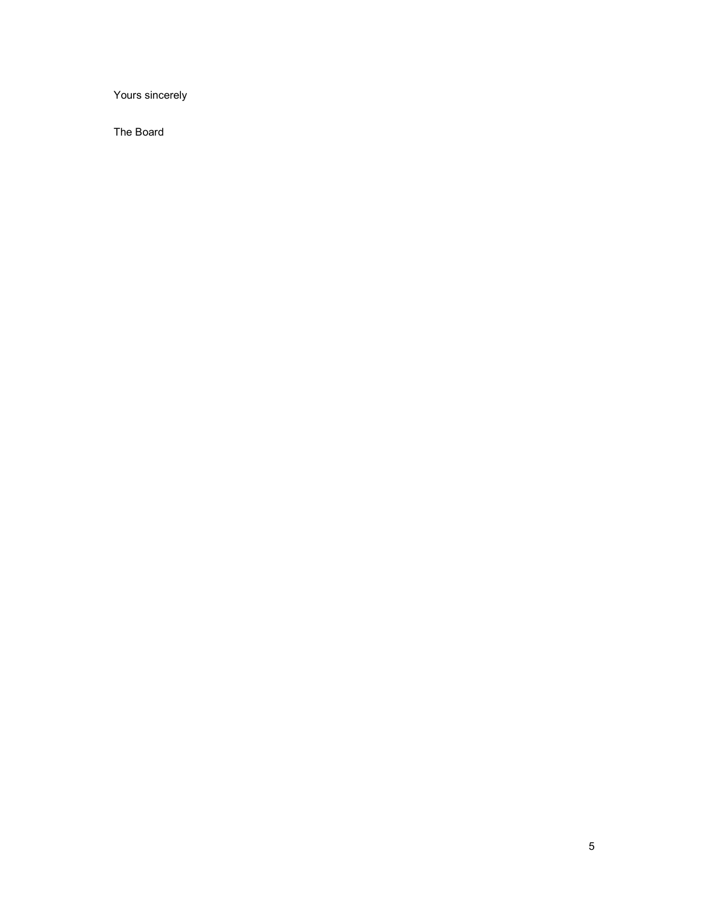Yours sincerely

The Board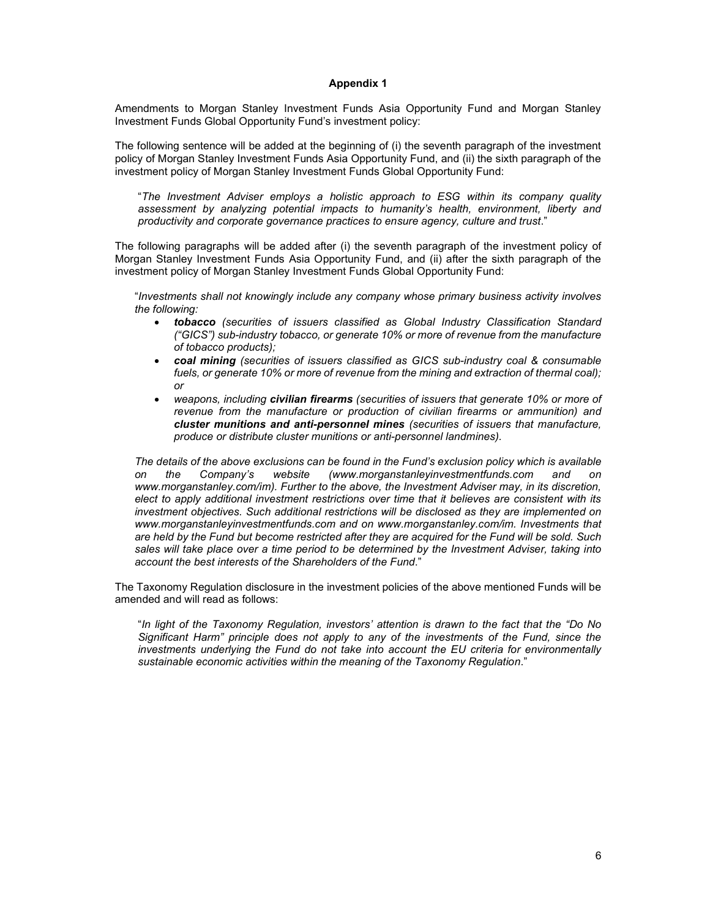## Appendix 1

Amendments to Morgan Stanley Investment Funds Asia Opportunity Fund and Morgan Stanley Investment Funds Global Opportunity Fund's investment policy:

The following sentence will be added at the beginning of (i) the seventh paragraph of the investment policy of Morgan Stanley Investment Funds Asia Opportunity Fund, and (ii) the sixth paragraph of the investment policy of Morgan Stanley Investment Funds Global Opportunity Fund:

> "*The Investment Adviser employs a holistic approach to ESG within its company quality assessment by analyzing potential impacts to humanity's health, environment, liberty and productivity and corporate governance practices to ensure agency, culture and trust*."

The following paragraphs will be added after (i) the seventh paragraph of the investment policy of Morgan Stanley Investment Funds Asia Opportunity Fund, and (ii) after the sixth paragraph of the investment policy of Morgan Stanley Investment Funds Global Opportunity Fund:

> "*Investments shall not knowingly include any company whose primary business activity involves the following:*
>
> - ***tobacco*** *(securities of issuers classified as Global Industry Classification Standard ("GICS") sub-industry tobacco, or generate 10% or more of revenue from the manufacture of tobacco products);*
> - ***coal mining*** *(securities of issuers classified as GICS sub-industry coal & consumable fuels, or generate 10% or more of revenue from the mining and extraction of thermal coal); or*
> - *weapons, including* ***civilian firearms*** *(securities of issuers that generate 10% or more of revenue from the manufacture or production of civilian firearms or ammunition) and* ***cluster munitions and anti-personnel mines*** *(securities of issuers that manufacture, produce or distribute cluster munitions or anti-personnel landmines).*
>
> *The details of the above exclusions can be found in the Fund's exclusion policy which is available on the Company's website (www.morganstanleyinvestmentfunds.com and on www.morganstanley.com/im). Further to the above, the Investment Adviser may, in its discretion, elect to apply additional investment restrictions over time that it believes are consistent with its investment objectives. Such additional restrictions will be disclosed as they are implemented on www.morganstanleyinvestmentfunds.com and on www.morganstanley.com/im. Investments that are held by the Fund but become restricted after they are acquired for the Fund will be sold. Such sales will take place over a time period to be determined by the Investment Adviser, taking into account the best interests of the Shareholders of the Fund*."

The Taxonomy Regulation disclosure in the investment policies of the above mentioned Funds will be amended and will read as follows:

> "*In light of the Taxonomy Regulation, investors' attention is drawn to the fact that the "Do No Significant Harm" principle does not apply to any of the investments of the Fund, since the investments underlying the Fund do not take into account the EU criteria for environmentally sustainable economic activities within the meaning of the Taxonomy Regulation*."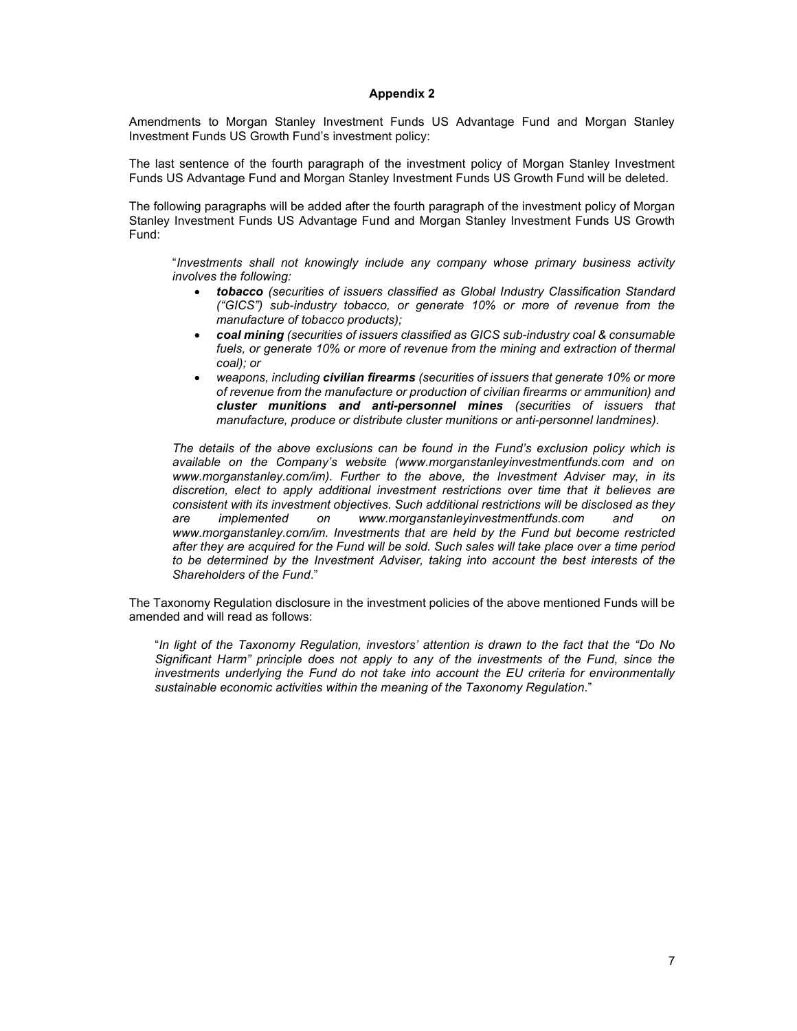**Appendix 2**

Amendments to Morgan Stanley Investment Funds US Advantage Fund and Morgan Stanley Investment Funds US Growth Fund's investment policy:

The last sentence of the fourth paragraph of the investment policy of Morgan Stanley Investment Funds US Advantage Fund and Morgan Stanley Investment Funds US Growth Fund will be deleted.

The following paragraphs will be added after the fourth paragraph of the investment policy of Morgan Stanley Investment Funds US Advantage Fund and Morgan Stanley Investment Funds US Growth Fund:

> "*Investments shall not knowingly include any company whose primary business activity involves the following:*
>
> - ***tobacco** (securities of issuers classified as Global Industry Classification Standard ("GICS") sub-industry tobacco, or generate 10% or more of revenue from the manufacture of tobacco products);*
> - ***coal mining** (securities of issuers classified as GICS sub-industry coal & consumable fuels, or generate 10% or more of revenue from the mining and extraction of thermal coal); or*
> - *weapons, including **civilian firearms** (securities of issuers that generate 10% or more of revenue from the manufacture or production of civilian firearms or ammunition) and **cluster munitions and anti-personnel mines** (securities of issuers that manufacture, produce or distribute cluster munitions or anti-personnel landmines).*
>
> *The details of the above exclusions can be found in the Fund's exclusion policy which is available on the Company's website (www.morganstanleyinvestmentfunds.com and on www.morganstanley.com/im). Further to the above, the Investment Adviser may, in its discretion, elect to apply additional investment restrictions over time that it believes are consistent with its investment objectives. Such additional restrictions will be disclosed as they are implemented on www.morganstanleyinvestmentfunds.com and on www.morganstanley.com/im. Investments that are held by the Fund but become restricted after they are acquired for the Fund will be sold. Such sales will take place over a time period to be determined by the Investment Adviser, taking into account the best interests of the Shareholders of the Fund*."

The Taxonomy Regulation disclosure in the investment policies of the above mentioned Funds will be amended and will read as follows:

> "*In light of the Taxonomy Regulation, investors' attention is drawn to the fact that the "Do No Significant Harm" principle does not apply to any of the investments of the Fund, since the investments underlying the Fund do not take into account the EU criteria for environmentally sustainable economic activities within the meaning of the Taxonomy Regulation*."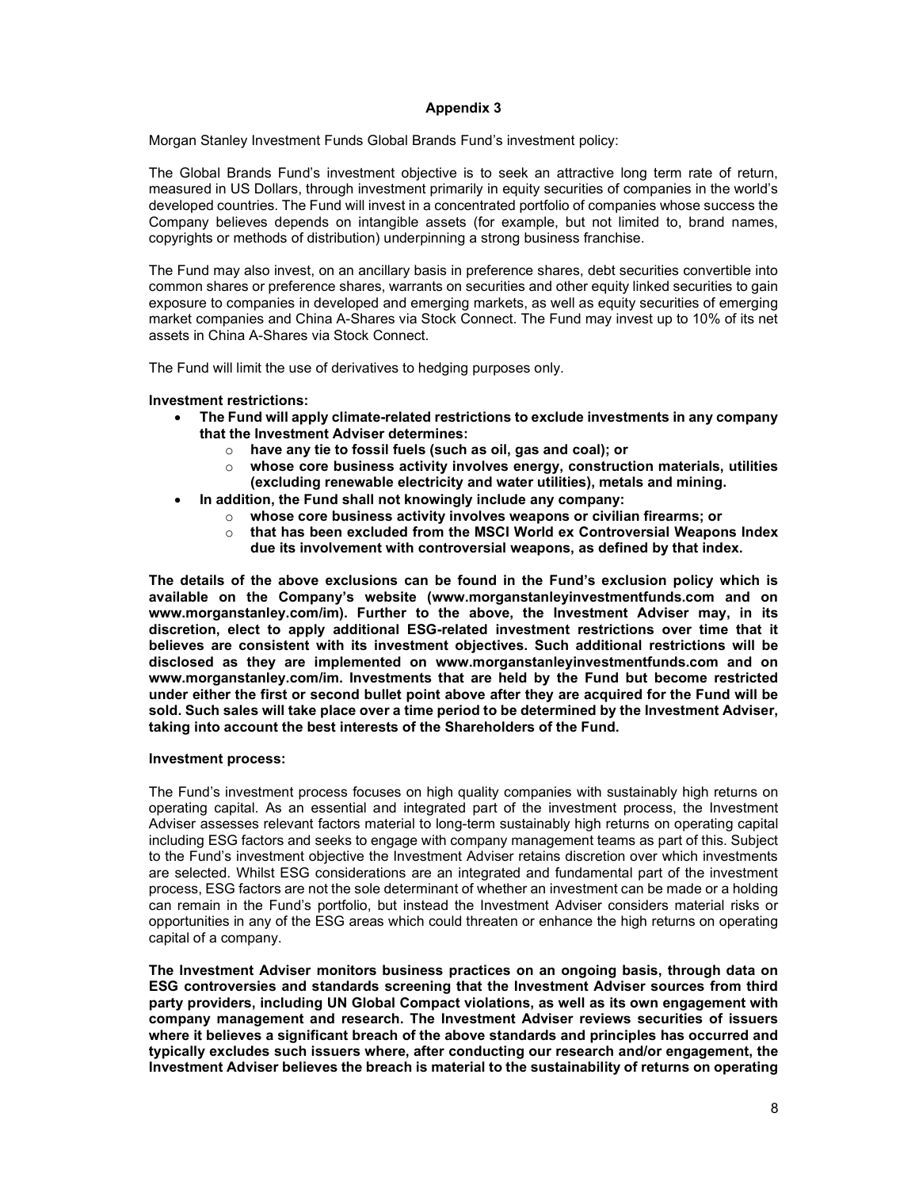## Appendix 3

Morgan Stanley Investment Funds Global Brands Fund's investment policy:

The Global Brands Fund's investment objective is to seek an attractive long term rate of return, measured in US Dollars, through investment primarily in equity securities of companies in the world's developed countries. The Fund will invest in a concentrated portfolio of companies whose success the Company believes depends on intangible assets (for example, but not limited to, brand names, copyrights or methods of distribution) underpinning a strong business franchise.

The Fund may also invest, on an ancillary basis in preference shares, debt securities convertible into common shares or preference shares, warrants on securities and other equity linked securities to gain exposure to companies in developed and emerging markets, as well as equity securities of emerging market companies and China A-Shares via Stock Connect. The Fund may invest up to 10% of its net assets in China A-Shares via Stock Connect.

The Fund will limit the use of derivatives to hedging purposes only.

**Investment restrictions:**

- **The Fund will apply climate-related restrictions to exclude investments in any company that the Investment Adviser determines:**
  - **have any tie to fossil fuels (such as oil, gas and coal); or**
  - **whose core business activity involves energy, construction materials, utilities (excluding renewable electricity and water utilities), metals and mining.**
- **In addition, the Fund shall not knowingly include any company:**
  - **whose core business activity involves weapons or civilian firearms; or**
  - **that has been excluded from the MSCI World ex Controversial Weapons Index due its involvement with controversial weapons, as defined by that index.**

**The details of the above exclusions can be found in the Fund's exclusion policy which is available on the Company's website (www.morganstanleyinvestmentfunds.com and on www.morganstanley.com/im). Further to the above, the Investment Adviser may, in its discretion, elect to apply additional ESG-related investment restrictions over time that it believes are consistent with its investment objectives. Such additional restrictions will be disclosed as they are implemented on www.morganstanleyinvestmentfunds.com and on www.morganstanley.com/im. Investments that are held by the Fund but become restricted under either the first or second bullet point above after they are acquired for the Fund will be sold. Such sales will take place over a time period to be determined by the Investment Adviser, taking into account the best interests of the Shareholders of the Fund.**

**Investment process:**

The Fund's investment process focuses on high quality companies with sustainably high returns on operating capital. As an essential and integrated part of the investment process, the Investment Adviser assesses relevant factors material to long-term sustainably high returns on operating capital including ESG factors and seeks to engage with company management teams as part of this. Subject to the Fund's investment objective the Investment Adviser retains discretion over which investments are selected. Whilst ESG considerations are an integrated and fundamental part of the investment process, ESG factors are not the sole determinant of whether an investment can be made or a holding can remain in the Fund's portfolio, but instead the Investment Adviser considers material risks or opportunities in any of the ESG areas which could threaten or enhance the high returns on operating capital of a company.

**The Investment Adviser monitors business practices on an ongoing basis, through data on ESG controversies and standards screening that the Investment Adviser sources from third party providers, including UN Global Compact violations, as well as its own engagement with company management and research. The Investment Adviser reviews securities of issuers where it believes a significant breach of the above standards and principles has occurred and typically excludes such issuers where, after conducting our research and/or engagement, the Investment Adviser believes the breach is material to the sustainability of returns on operating**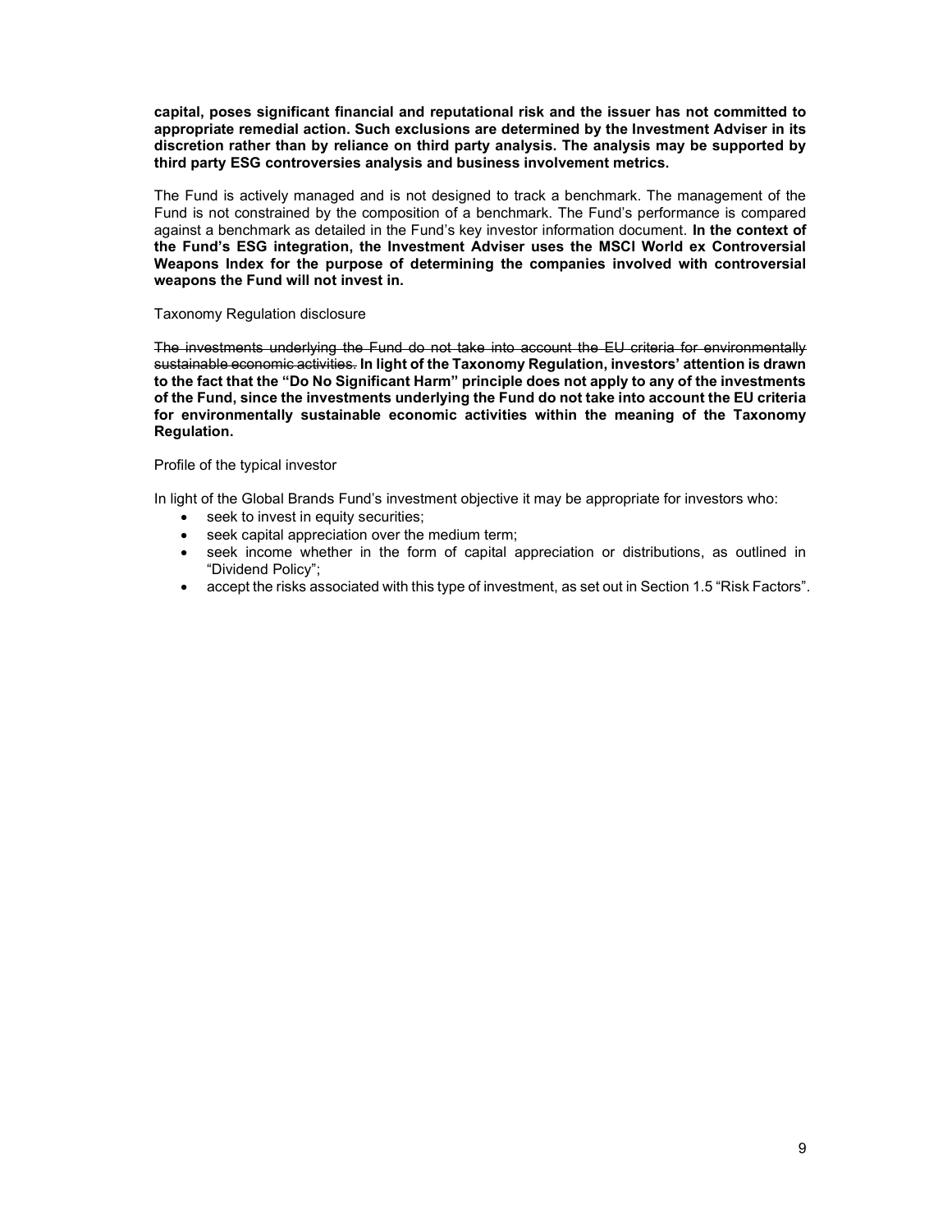**capital, poses significant financial and reputational risk and the issuer has not committed to appropriate remedial action. Such exclusions are determined by the Investment Adviser in its discretion rather than by reliance on third party analysis. The analysis may be supported by third party ESG controversies analysis and business involvement metrics.**

The Fund is actively managed and is not designed to track a benchmark. The management of the Fund is not constrained by the composition of a benchmark. The Fund's performance is compared against a benchmark as detailed in the Fund's key investor information document. **In the context of the Fund's ESG integration, the Investment Adviser uses the MSCI World ex Controversial Weapons Index for the purpose of determining the companies involved with controversial weapons the Fund will not invest in.**

Taxonomy Regulation disclosure

~~The investments underlying the Fund do not take into account the EU criteria for environmentally sustainable economic activities.~~ **In light of the Taxonomy Regulation, investors' attention is drawn to the fact that the "Do No Significant Harm" principle does not apply to any of the investments of the Fund, since the investments underlying the Fund do not take into account the EU criteria for environmentally sustainable economic activities within the meaning of the Taxonomy Regulation.**

Profile of the typical investor

In light of the Global Brands Fund's investment objective it may be appropriate for investors who:

- seek to invest in equity securities;
- seek capital appreciation over the medium term;
- seek income whether in the form of capital appreciation or distributions, as outlined in "Dividend Policy";
- accept the risks associated with this type of investment, as set out in Section 1.5 "Risk Factors".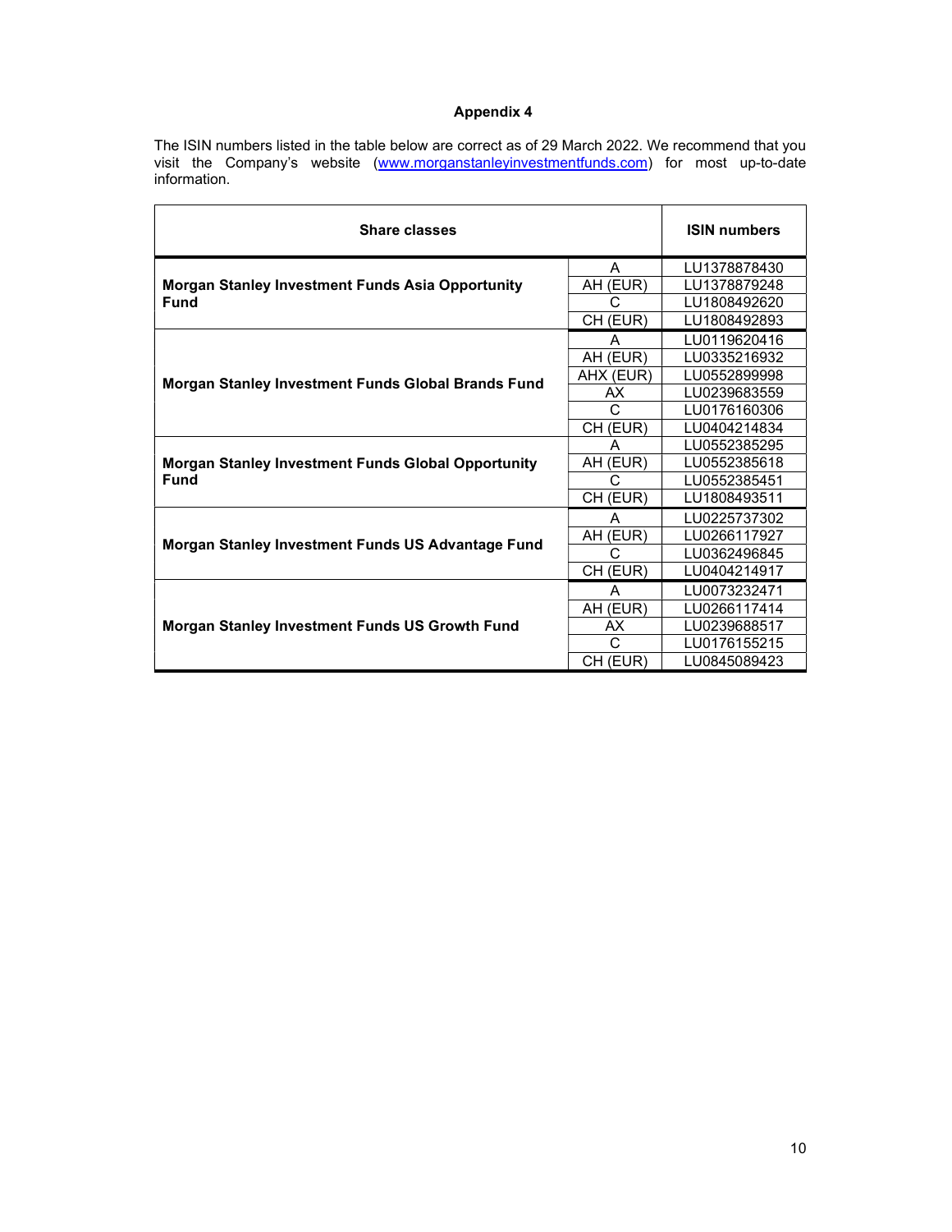# Appendix 4

The ISIN numbers listed in the table below are correct as of 29 March 2022. We recommend that you visit the Company's website (www.morganstanleyinvestmentfunds.com) for most up-to-date information.

| Share classes | | ISIN numbers |
|---|---|---|
| **Morgan Stanley Investment Funds Asia Opportunity Fund** | A | LU1378878430 |
| | AH (EUR) | LU1378879248 |
| | C | LU1808492620 |
| | CH (EUR) | LU1808492893 |
| **Morgan Stanley Investment Funds Global Brands Fund** | A | LU0119620416 |
| | AH (EUR) | LU0335216932 |
| | AHX (EUR) | LU0552899998 |
| | AX | LU0239683559 |
| | C | LU0176160306 |
| | CH (EUR) | LU0404214834 |
| **Morgan Stanley Investment Funds Global Opportunity Fund** | A | LU0552385295 |
| | AH (EUR) | LU0552385618 |
| | C | LU0552385451 |
| | CH (EUR) | LU1808493511 |
| **Morgan Stanley Investment Funds US Advantage Fund** | A | LU0225737302 |
| | AH (EUR) | LU0266117927 |
| | C | LU0362496845 |
| | CH (EUR) | LU0404214917 |
| **Morgan Stanley Investment Funds US Growth Fund** | A | LU0073232471 |
| | AH (EUR) | LU0266117414 |
| | AX | LU0239688517 |
| | C | LU0176155215 |
| | CH (EUR) | LU0845089423 |